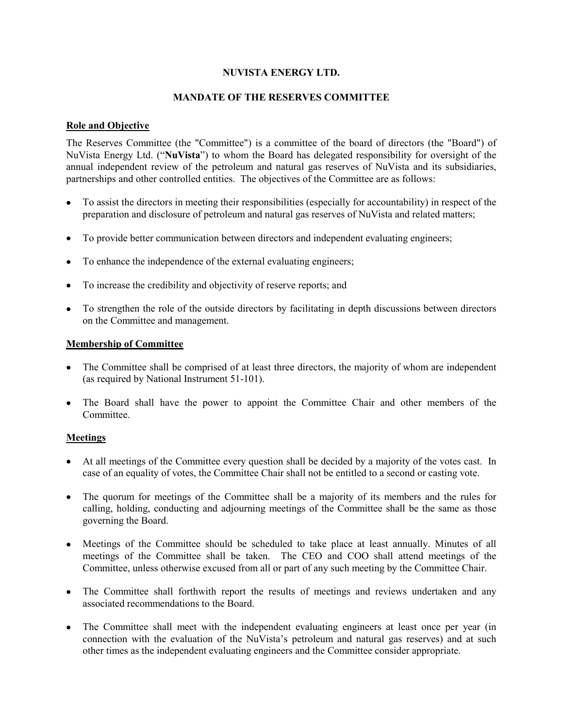# NUVISTA ENERGY LTD.

## MANDATE OF THE RESERVES COMMITTEE

### Role and Objective

The Reserves Committee (the "Committee") is a committee of the board of directors (the "Board") of NuVista Energy Ltd. ("**NuVista**") to whom the Board has delegated responsibility for oversight of the annual independent review of the petroleum and natural gas reserves of NuVista and its subsidiaries, partnerships and other controlled entities. The objectives of the Committee are as follows:

- To assist the directors in meeting their responsibilities (especially for accountability) in respect of the preparation and disclosure of petroleum and natural gas reserves of NuVista and related matters;
- To provide better communication between directors and independent evaluating engineers;
- To enhance the independence of the external evaluating engineers;
- To increase the credibility and objectivity of reserve reports; and
- To strengthen the role of the outside directors by facilitating in depth discussions between directors on the Committee and management.

### Membership of Committee

- The Committee shall be comprised of at least three directors, the majority of whom are independent (as required by National Instrument 51-101).
- The Board shall have the power to appoint the Committee Chair and other members of the Committee.

### Meetings

- At all meetings of the Committee every question shall be decided by a majority of the votes cast. In case of an equality of votes, the Committee Chair shall not be entitled to a second or casting vote.
- The quorum for meetings of the Committee shall be a majority of its members and the rules for calling, holding, conducting and adjourning meetings of the Committee shall be the same as those governing the Board.
- Meetings of the Committee should be scheduled to take place at least annually. Minutes of all meetings of the Committee shall be taken. The CEO and COO shall attend meetings of the Committee, unless otherwise excused from all or part of any such meeting by the Committee Chair.
- The Committee shall forthwith report the results of meetings and reviews undertaken and any associated recommendations to the Board.
- The Committee shall meet with the independent evaluating engineers at least once per year (in connection with the evaluation of the NuVista's petroleum and natural gas reserves) and at such other times as the independent evaluating engineers and the Committee consider appropriate.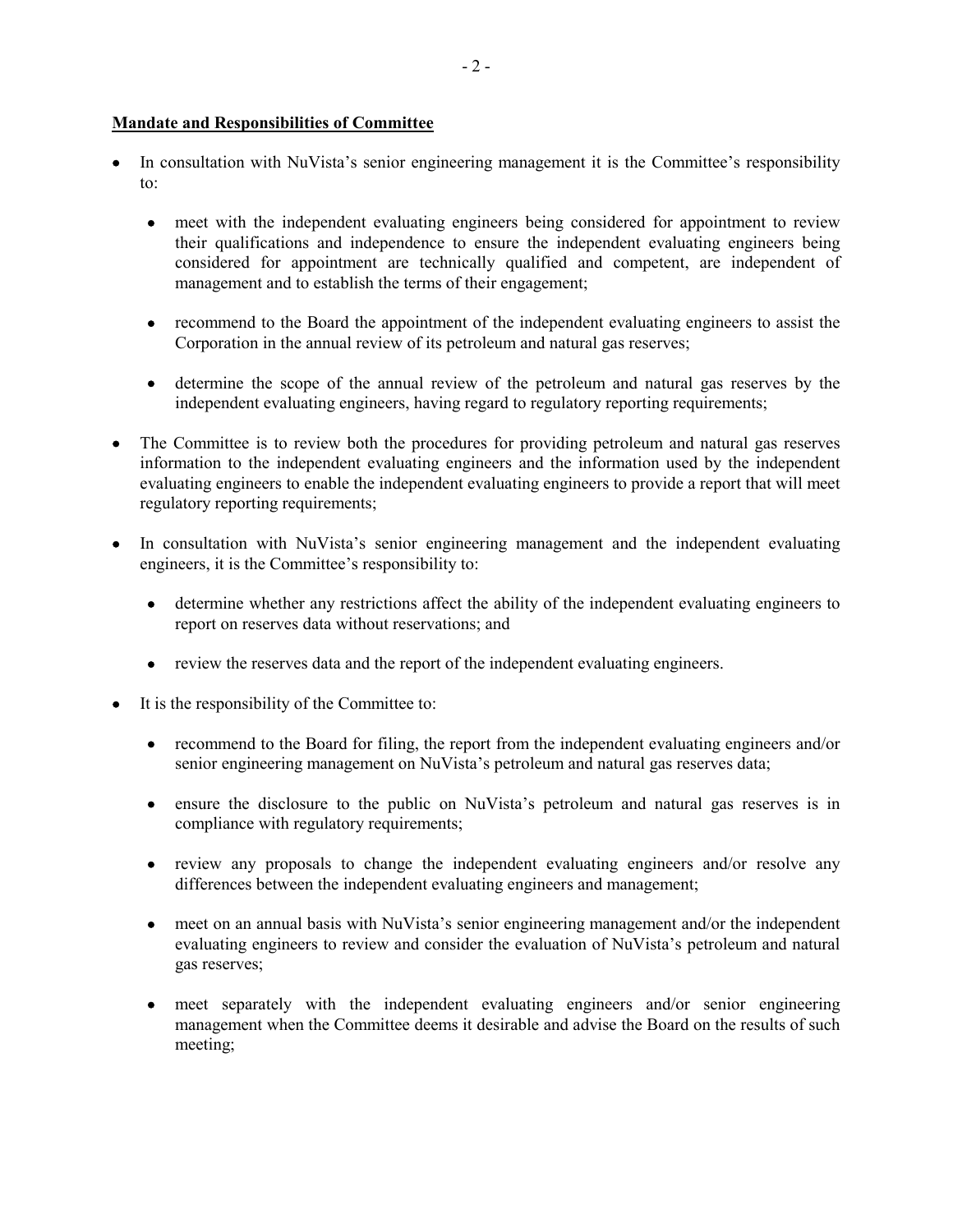**Mandate and Responsibilities of Committee**

- In consultation with NuVista's senior engineering management it is the Committee's responsibility to:
  - meet with the independent evaluating engineers being considered for appointment to review their qualifications and independence to ensure the independent evaluating engineers being considered for appointment are technically qualified and competent, are independent of management and to establish the terms of their engagement;
  - recommend to the Board the appointment of the independent evaluating engineers to assist the Corporation in the annual review of its petroleum and natural gas reserves;
  - determine the scope of the annual review of the petroleum and natural gas reserves by the independent evaluating engineers, having regard to regulatory reporting requirements;
- The Committee is to review both the procedures for providing petroleum and natural gas reserves information to the independent evaluating engineers and the information used by the independent evaluating engineers to enable the independent evaluating engineers to provide a report that will meet regulatory reporting requirements;
- In consultation with NuVista's senior engineering management and the independent evaluating engineers, it is the Committee's responsibility to:
  - determine whether any restrictions affect the ability of the independent evaluating engineers to report on reserves data without reservations; and
  - review the reserves data and the report of the independent evaluating engineers.
- It is the responsibility of the Committee to:
  - recommend to the Board for filing, the report from the independent evaluating engineers and/or senior engineering management on NuVista's petroleum and natural gas reserves data;
  - ensure the disclosure to the public on NuVista's petroleum and natural gas reserves is in compliance with regulatory requirements;
  - review any proposals to change the independent evaluating engineers and/or resolve any differences between the independent evaluating engineers and management;
  - meet on an annual basis with NuVista's senior engineering management and/or the independent evaluating engineers to review and consider the evaluation of NuVista's petroleum and natural gas reserves;
  - meet separately with the independent evaluating engineers and/or senior engineering management when the Committee deems it desirable and advise the Board on the results of such meeting;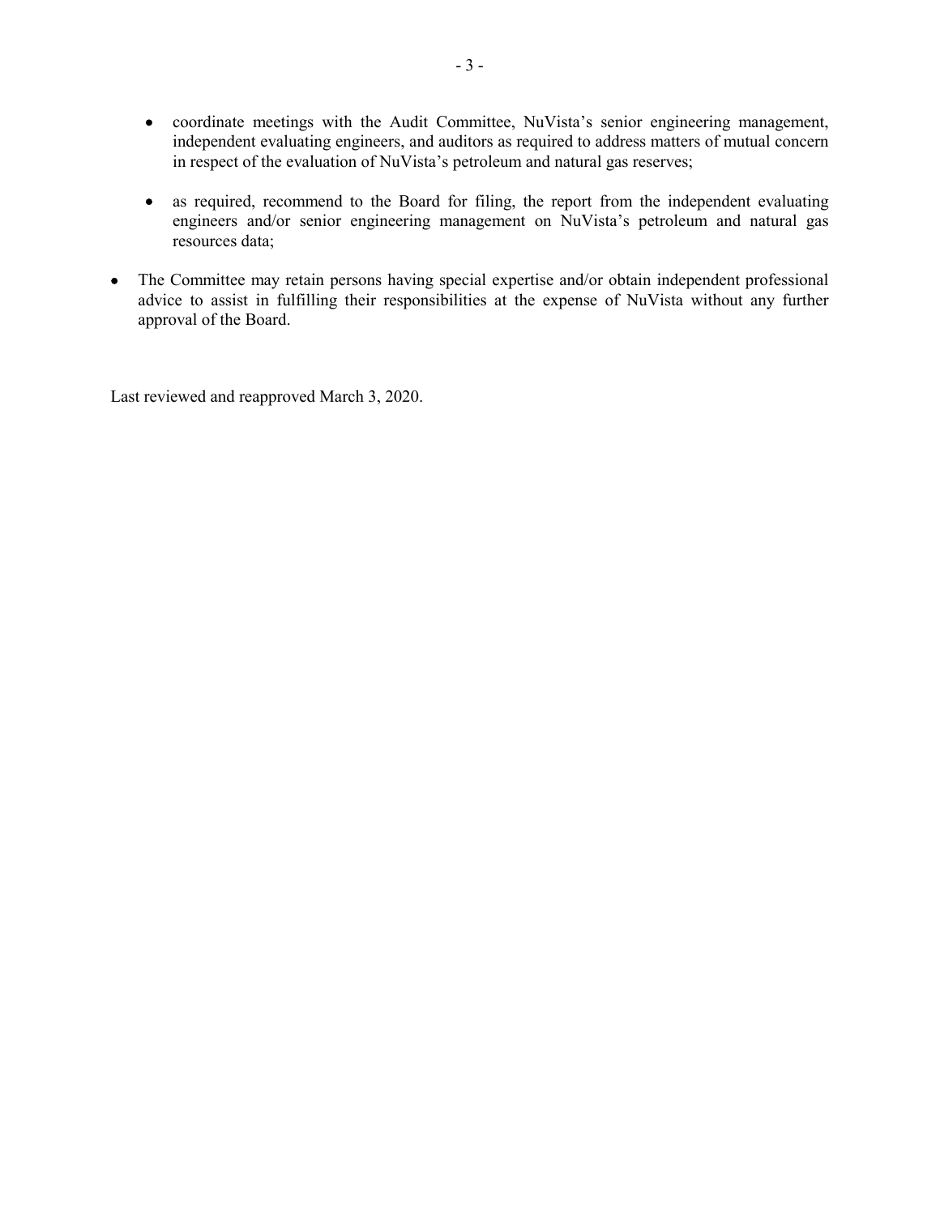- coordinate meetings with the Audit Committee, NuVista's senior engineering management, independent evaluating engineers, and auditors as required to address matters of mutual concern in respect of the evaluation of NuVista's petroleum and natural gas reserves;

    - as required, recommend to the Board for filing, the report from the independent evaluating engineers and/or senior engineering management on NuVista's petroleum and natural gas resources data;

- The Committee may retain persons having special expertise and/or obtain independent professional advice to assist in fulfilling their responsibilities at the expense of NuVista without any further approval of the Board.

Last reviewed and reapproved March 3, 2020.